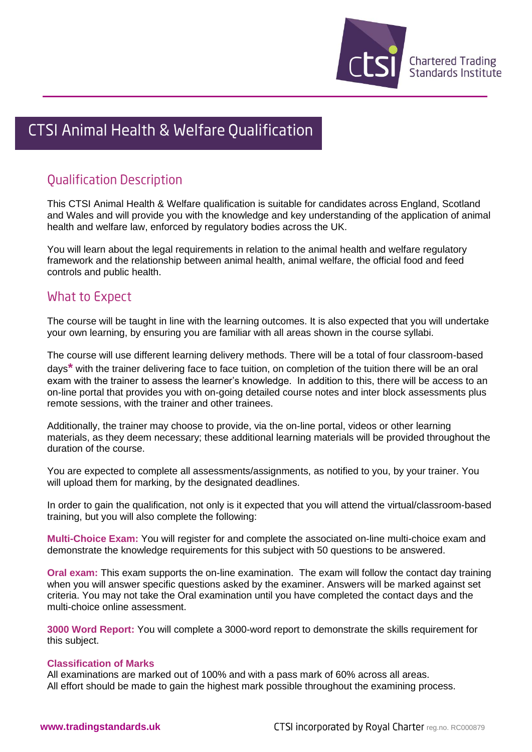# CTSI Animal Health & Welfare Qualification

## Qualification Description

This CTSI Animal Health & Welfare qualification is suitable for candidates across England, Scotland and Wales and will provide you with the knowledge and key understanding of the application of animal health and welfare law, enforced by regulatory bodies across the UK.

You will learn about the legal requirements in relation to the animal health and welfare regulatory framework and the relationship between animal health, animal welfare, the official food and feed controls and public health.

## What to Expect

The course will be taught in line with the learning outcomes. It is also expected that you will undertake your own learning, by ensuring you are familiar with all areas shown in the course syllabi.

The course will use different learning delivery methods. There will be a total of four classroom-based days* with the trainer delivering face to face tuition, on completion of the tuition there will be an oral exam with the trainer to assess the learner's knowledge. In addition to this, there will be access to an on-line portal that provides you with on-going detailed course notes and inter block assessments plus remote sessions, with the trainer and other trainees.

Additionally, the trainer may choose to provide, via the on-line portal, videos or other learning materials, as they deem necessary; these additional learning materials will be provided throughout the duration of the course.

You are expected to complete all assessments/assignments, as notified to you, by your trainer. You will upload them for marking, by the designated deadlines.

In order to gain the qualification, not only is it expected that you will attend the virtual/classroom-based training, but you will also complete the following:

**Multi-Choice Exam:** You will register for and complete the associated on-line multi-choice exam and demonstrate the knowledge requirements for this subject with 50 questions to be answered.

**Oral exam:** This exam supports the on-line examination. The exam will follow the contact day training when you will answer specific questions asked by the examiner. Answers will be marked against set criteria. You may not take the Oral examination until you have completed the contact days and the multi-choice online assessment.

**3000 Word Report:** You will complete a 3000-word report to demonstrate the skills requirement for this subject.

**Classification of Marks**

All examinations are marked out of 100% and with a pass mark of 60% across all areas.
All effort should be made to gain the highest mark possible throughout the examining process.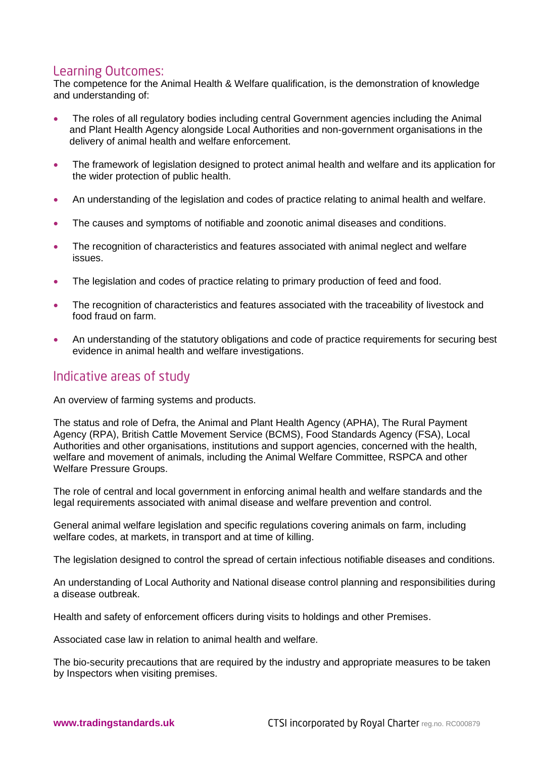## Learning Outcomes:

The competence for the Animal Health & Welfare qualification, is the demonstration of knowledge and understanding of:

- The roles of all regulatory bodies including central Government agencies including the Animal and Plant Health Agency alongside Local Authorities and non-government organisations in the delivery of animal health and welfare enforcement.
- The framework of legislation designed to protect animal health and welfare and its application for the wider protection of public health.
- An understanding of the legislation and codes of practice relating to animal health and welfare.
- The causes and symptoms of notifiable and zoonotic animal diseases and conditions.
- The recognition of characteristics and features associated with animal neglect and welfare issues.
- The legislation and codes of practice relating to primary production of feed and food.
- The recognition of characteristics and features associated with the traceability of livestock and food fraud on farm.
- An understanding of the statutory obligations and code of practice requirements for securing best evidence in animal health and welfare investigations.

## Indicative areas of study

An overview of farming systems and products.

The status and role of Defra, the Animal and Plant Health Agency (APHA), The Rural Payment Agency (RPA), British Cattle Movement Service (BCMS), Food Standards Agency (FSA), Local Authorities and other organisations, institutions and support agencies, concerned with the health, welfare and movement of animals, including the Animal Welfare Committee, RSPCA and other Welfare Pressure Groups.

The role of central and local government in enforcing animal health and welfare standards and the legal requirements associated with animal disease and welfare prevention and control.

General animal welfare legislation and specific regulations covering animals on farm, including welfare codes, at markets, in transport and at time of killing.

The legislation designed to control the spread of certain infectious notifiable diseases and conditions.

An understanding of Local Authority and National disease control planning and responsibilities during a disease outbreak.

Health and safety of enforcement officers during visits to holdings and other Premises.

Associated case law in relation to animal health and welfare.

The bio-security precautions that are required by the industry and appropriate measures to be taken by Inspectors when visiting premises.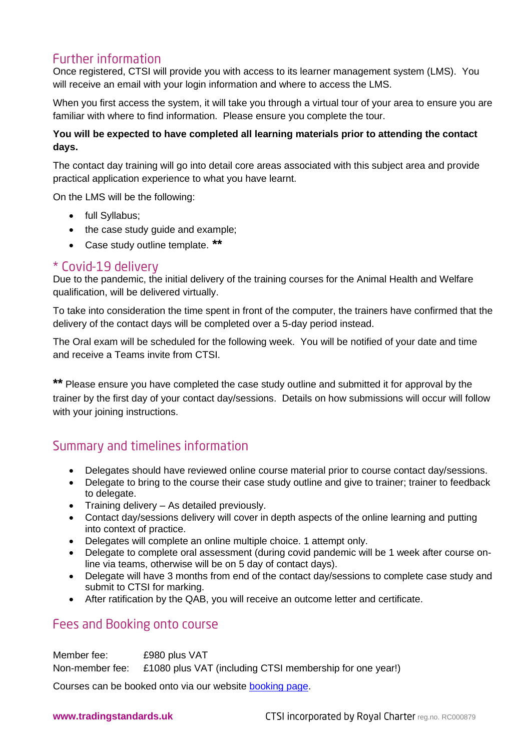## Further information

Once registered, CTSI will provide you with access to its learner management system (LMS). You will receive an email with your login information and where to access the LMS.

When you first access the system, it will take you through a virtual tour of your area to ensure you are familiar with where to find information. Please ensure you complete the tour.

**You will be expected to have completed all learning materials prior to attending the contact days.**

The contact day training will go into detail core areas associated with this subject area and provide practical application experience to what you have learnt.

On the LMS will be the following:

- full Syllabus;
- the case study guide and example;
- Case study outline template. **\*\***

## * Covid-19 delivery

Due to the pandemic, the initial delivery of the training courses for the Animal Health and Welfare qualification, will be delivered virtually.

To take into consideration the time spent in front of the computer, the trainers have confirmed that the delivery of the contact days will be completed over a 5-day period instead.

The Oral exam will be scheduled for the following week. You will be notified of your date and time and receive a Teams invite from CTSI.

**\*\*** Please ensure you have completed the case study outline and submitted it for approval by the trainer by the first day of your contact day/sessions. Details on how submissions will occur will follow with your joining instructions.

## Summary and timelines information

- Delegates should have reviewed online course material prior to course contact day/sessions.
- Delegate to bring to the course their case study outline and give to trainer; trainer to feedback to delegate.
- Training delivery – As detailed previously.
- Contact day/sessions delivery will cover in depth aspects of the online learning and putting into context of practice.
- Delegates will complete an online multiple choice. 1 attempt only.
- Delegate to complete oral assessment (during covid pandemic will be 1 week after course on-line via teams, otherwise will be on 5 day of contact days).
- Delegate will have 3 months from end of the contact day/sessions to complete case study and submit to CTSI for marking.
- After ratification by the QAB, you will receive an outcome letter and certificate.

## Fees and Booking onto course

Member fee: £980 plus VAT
Non-member fee: £1080 plus VAT (including CTSI membership for one year!)

Courses can be booked onto via our website booking page.